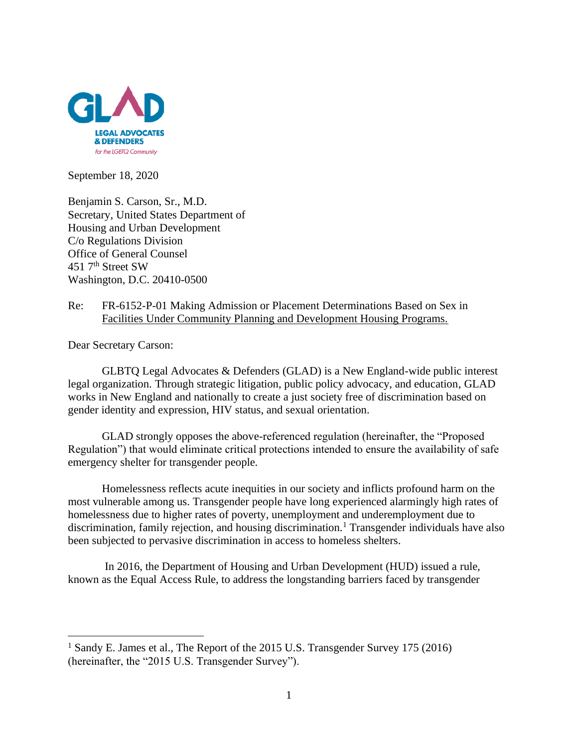GLAD

LEGAL ADVOCATES & DEFENDERS

*for the LGBTQ Community*

September 18, 2020

Benjamin S. Carson, Sr., M.D.
Secretary, United States Department of Housing and Urban Development
C/o Regulations Division
Office of General Counsel
451 7th Street SW
Washington, D.C. 20410-0500

Re: FR-6152-P-01 Making Admission or Placement Determinations Based on Sex in Facilities Under Community Planning and Development Housing Programs.

Dear Secretary Carson:

GLBTQ Legal Advocates & Defenders (GLAD) is a New England-wide public interest legal organization. Through strategic litigation, public policy advocacy, and education, GLAD works in New England and nationally to create a just society free of discrimination based on gender identity and expression, HIV status, and sexual orientation.

GLAD strongly opposes the above-referenced regulation (hereinafter, the "Proposed Regulation") that would eliminate critical protections intended to ensure the availability of safe emergency shelter for transgender people.

Homelessness reflects acute inequities in our society and inflicts profound harm on the most vulnerable among us. Transgender people have long experienced alarmingly high rates of homelessness due to higher rates of poverty, unemployment and underemployment due to discrimination, family rejection, and housing discrimination.[1] Transgender individuals have also been subjected to pervasive discrimination in access to homeless shelters.

In 2016, the Department of Housing and Urban Development (HUD) issued a rule, known as the Equal Access Rule, to address the longstanding barriers faced by transgender

---

[1] Sandy E. James et al., The Report of the 2015 U.S. Transgender Survey 175 (2016) (hereinafter, the "2015 U.S. Transgender Survey").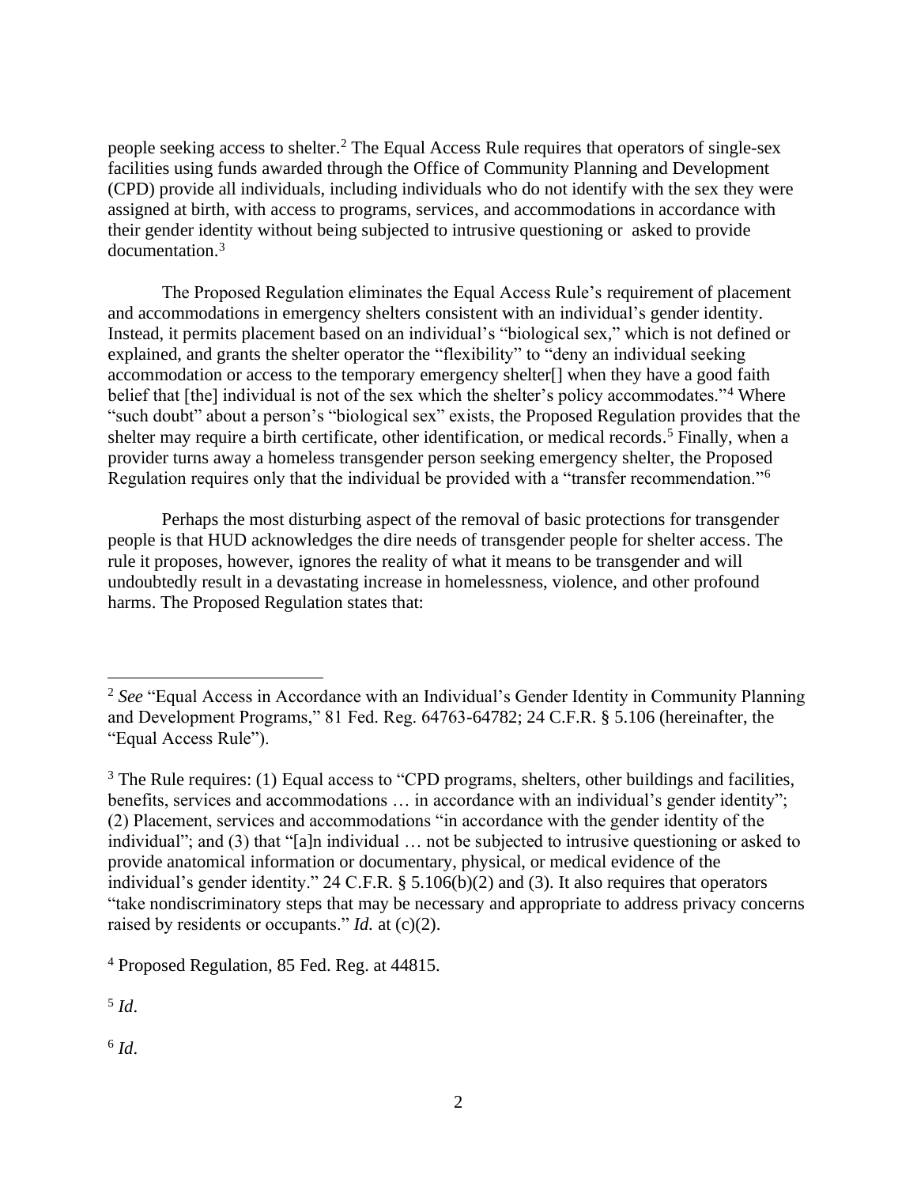people seeking access to shelter.[2] The Equal Access Rule requires that operators of single-sex facilities using funds awarded through the Office of Community Planning and Development (CPD) provide all individuals, including individuals who do not identify with the sex they were assigned at birth, with access to programs, services, and accommodations in accordance with their gender identity without being subjected to intrusive questioning or asked to provide documentation.[3]

The Proposed Regulation eliminates the Equal Access Rule's requirement of placement and accommodations in emergency shelters consistent with an individual's gender identity. Instead, it permits placement based on an individual's "biological sex," which is not defined or explained, and grants the shelter operator the "flexibility" to "deny an individual seeking accommodation or access to the temporary emergency shelter[] when they have a good faith belief that [the] individual is not of the sex which the shelter's policy accommodates."[4] Where "such doubt" about a person's "biological sex" exists, the Proposed Regulation provides that the shelter may require a birth certificate, other identification, or medical records.[5] Finally, when a provider turns away a homeless transgender person seeking emergency shelter, the Proposed Regulation requires only that the individual be provided with a "transfer recommendation."[6]

Perhaps the most disturbing aspect of the removal of basic protections for transgender people is that HUD acknowledges the dire needs of transgender people for shelter access. The rule it proposes, however, ignores the reality of what it means to be transgender and will undoubtedly result in a devastating increase in homelessness, violence, and other profound harms. The Proposed Regulation states that:

---

[2] *See* "Equal Access in Accordance with an Individual's Gender Identity in Community Planning and Development Programs," 81 Fed. Reg. 64763-64782; 24 C.F.R. § 5.106 (hereinafter, the "Equal Access Rule").

[3] The Rule requires: (1) Equal access to "CPD programs, shelters, other buildings and facilities, benefits, services and accommodations … in accordance with an individual's gender identity"; (2) Placement, services and accommodations "in accordance with the gender identity of the individual"; and (3) that "[a]n individual … not be subjected to intrusive questioning or asked to provide anatomical information or documentary, physical, or medical evidence of the individual's gender identity." 24 C.F.R. § 5.106(b)(2) and (3). It also requires that operators "take nondiscriminatory steps that may be necessary and appropriate to address privacy concerns raised by residents or occupants." *Id.* at (c)(2).

[4] Proposed Regulation, 85 Fed. Reg. at 44815.

[5] *Id*.

[6] *Id*.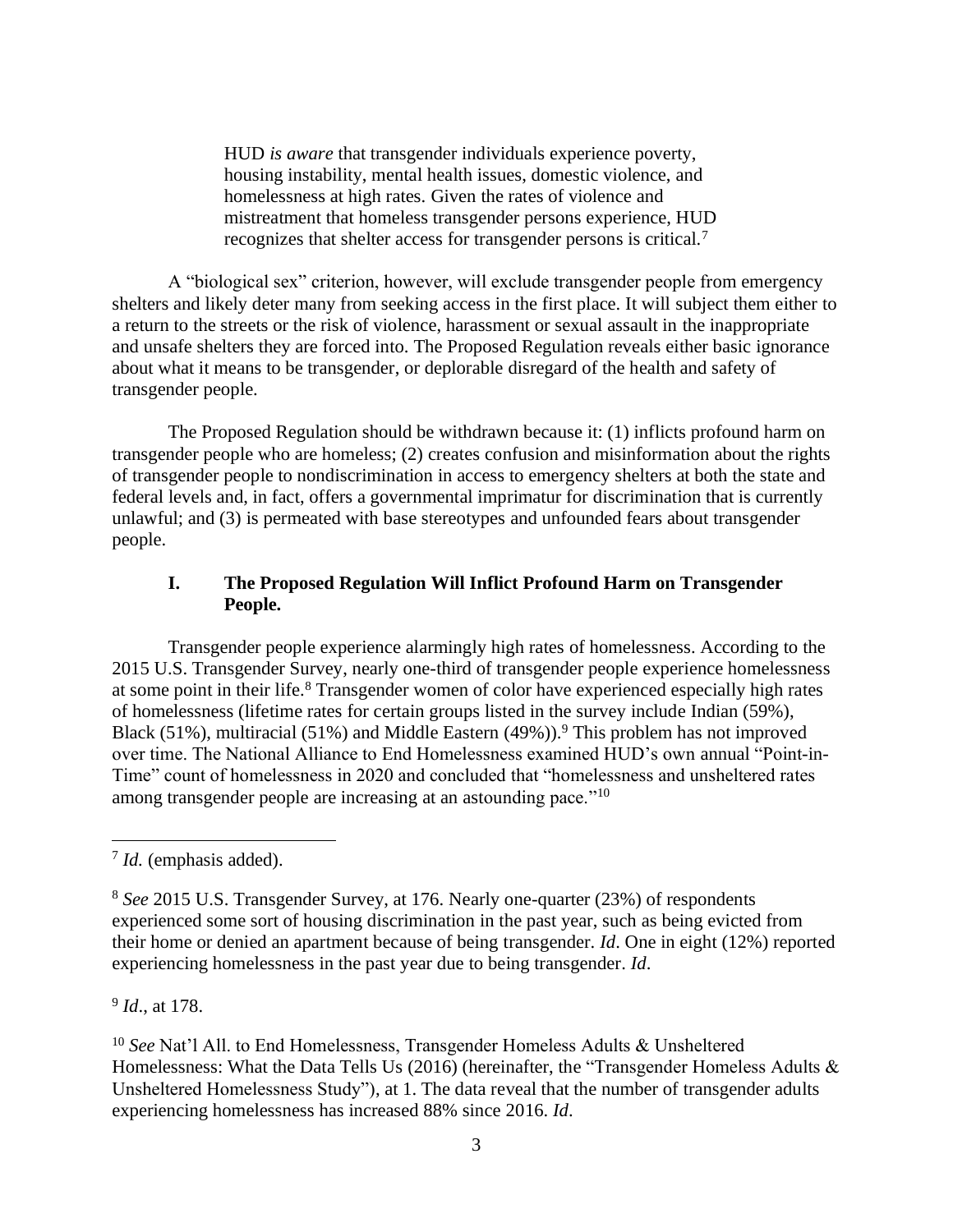> HUD *is aware* that transgender individuals experience poverty, housing instability, mental health issues, domestic violence, and homelessness at high rates. Given the rates of violence and mistreatment that homeless transgender persons experience, HUD recognizes that shelter access for transgender persons is critical.[7]

A "biological sex" criterion, however, will exclude transgender people from emergency shelters and likely deter many from seeking access in the first place. It will subject them either to a return to the streets or the risk of violence, harassment or sexual assault in the inappropriate and unsafe shelters they are forced into. The Proposed Regulation reveals either basic ignorance about what it means to be transgender, or deplorable disregard of the health and safety of transgender people.

The Proposed Regulation should be withdrawn because it: (1) inflicts profound harm on transgender people who are homeless; (2) creates confusion and misinformation about the rights of transgender people to nondiscrimination in access to emergency shelters at both the state and federal levels and, in fact, offers a governmental imprimatur for discrimination that is currently unlawful; and (3) is permeated with base stereotypes and unfounded fears about transgender people.

### I. The Proposed Regulation Will Inflict Profound Harm on Transgender People.

Transgender people experience alarmingly high rates of homelessness. According to the 2015 U.S. Transgender Survey, nearly one-third of transgender people experience homelessness at some point in their life.[8] Transgender women of color have experienced especially high rates of homelessness (lifetime rates for certain groups listed in the survey include Indian (59%), Black (51%), multiracial (51%) and Middle Eastern (49%)).[9] This problem has not improved over time. The National Alliance to End Homelessness examined HUD's own annual "Point-in-Time" count of homelessness in 2020 and concluded that "homelessness and unsheltered rates among transgender people are increasing at an astounding pace."[10]

---

[7] *Id.* (emphasis added).

[8] *See* 2015 U.S. Transgender Survey, at 176. Nearly one-quarter (23%) of respondents experienced some sort of housing discrimination in the past year, such as being evicted from their home or denied an apartment because of being transgender. *Id*. One in eight (12%) reported experiencing homelessness in the past year due to being transgender. *Id*.

[9] *Id*., at 178.

[10] *See* Nat'l All. to End Homelessness, Transgender Homeless Adults & Unsheltered Homelessness: What the Data Tells Us (2016) (hereinafter, the "Transgender Homeless Adults & Unsheltered Homelessness Study"), at 1. The data reveal that the number of transgender adults experiencing homelessness has increased 88% since 2016. *Id*.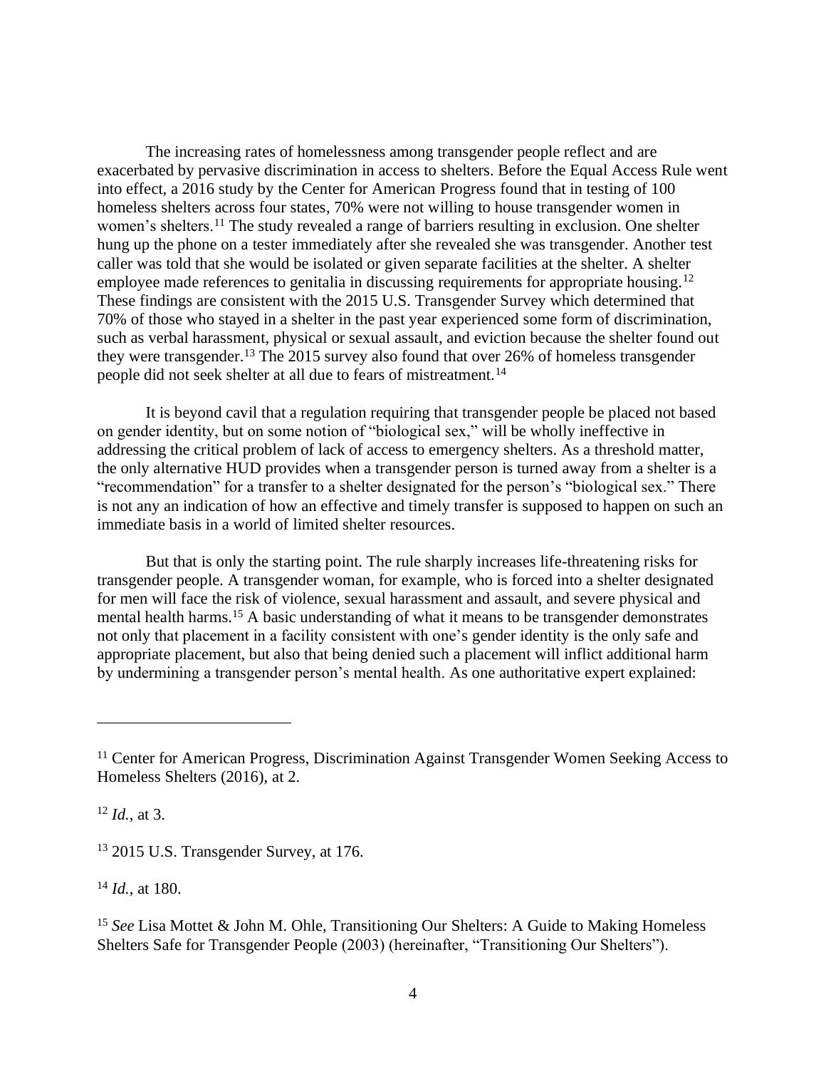The increasing rates of homelessness among transgender people reflect and are exacerbated by pervasive discrimination in access to shelters. Before the Equal Access Rule went into effect, a 2016 study by the Center for American Progress found that in testing of 100 homeless shelters across four states, 70% were not willing to house transgender women in women's shelters.[11] The study revealed a range of barriers resulting in exclusion. One shelter hung up the phone on a tester immediately after she revealed she was transgender. Another test caller was told that she would be isolated or given separate facilities at the shelter. A shelter employee made references to genitalia in discussing requirements for appropriate housing.[12] These findings are consistent with the 2015 U.S. Transgender Survey which determined that 70% of those who stayed in a shelter in the past year experienced some form of discrimination, such as verbal harassment, physical or sexual assault, and eviction because the shelter found out they were transgender.[13] The 2015 survey also found that over 26% of homeless transgender people did not seek shelter at all due to fears of mistreatment.[14]

It is beyond cavil that a regulation requiring that transgender people be placed not based on gender identity, but on some notion of "biological sex," will be wholly ineffective in addressing the critical problem of lack of access to emergency shelters. As a threshold matter, the only alternative HUD provides when a transgender person is turned away from a shelter is a "recommendation" for a transfer to a shelter designated for the person's "biological sex." There is not any an indication of how an effective and timely transfer is supposed to happen on such an immediate basis in a world of limited shelter resources.

But that is only the starting point. The rule sharply increases life-threatening risks for transgender people. A transgender woman, for example, who is forced into a shelter designated for men will face the risk of violence, sexual harassment and assault, and severe physical and mental health harms.[15] A basic understanding of what it means to be transgender demonstrates not only that placement in a facility consistent with one's gender identity is the only safe and appropriate placement, but also that being denied such a placement will inflict additional harm by undermining a transgender person's mental health. As one authoritative expert explained:

---

[11] Center for American Progress, Discrimination Against Transgender Women Seeking Access to Homeless Shelters (2016), at 2.

[12] *Id.*, at 3.

[13] 2015 U.S. Transgender Survey, at 176.

[14] *Id.*, at 180.

[15] *See* Lisa Mottet & John M. Ohle, Transitioning Our Shelters: A Guide to Making Homeless Shelters Safe for Transgender People (2003) (hereinafter, "Transitioning Our Shelters").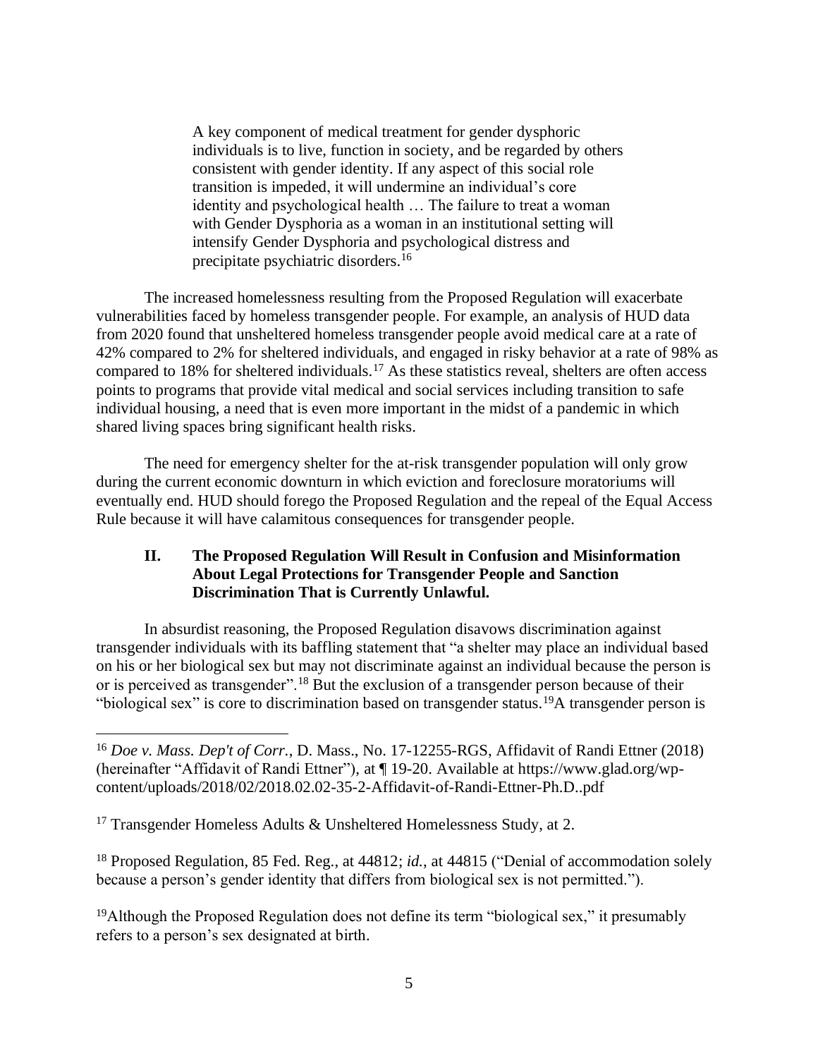> A key component of medical treatment for gender dysphoric individuals is to live, function in society, and be regarded by others consistent with gender identity. If any aspect of this social role transition is impeded, it will undermine an individual's core identity and psychological health … The failure to treat a woman with Gender Dysphoria as a woman in an institutional setting will intensify Gender Dysphoria and psychological distress and precipitate psychiatric disorders.[16]

The increased homelessness resulting from the Proposed Regulation will exacerbate vulnerabilities faced by homeless transgender people. For example, an analysis of HUD data from 2020 found that unsheltered homeless transgender people avoid medical care at a rate of 42% compared to 2% for sheltered individuals, and engaged in risky behavior at a rate of 98% as compared to 18% for sheltered individuals.[17] As these statistics reveal, shelters are often access points to programs that provide vital medical and social services including transition to safe individual housing, a need that is even more important in the midst of a pandemic in which shared living spaces bring significant health risks.

The need for emergency shelter for the at-risk transgender population will only grow during the current economic downturn in which eviction and foreclosure moratoriums will eventually end. HUD should forego the Proposed Regulation and the repeal of the Equal Access Rule because it will have calamitous consequences for transgender people.

### II. The Proposed Regulation Will Result in Confusion and Misinformation About Legal Protections for Transgender People and Sanction Discrimination That is Currently Unlawful.

In absurdist reasoning, the Proposed Regulation disavows discrimination against transgender individuals with its baffling statement that "a shelter may place an individual based on his or her biological sex but may not discriminate against an individual because the person is or is perceived as transgender".[18] But the exclusion of a transgender person because of their "biological sex" is core to discrimination based on transgender status.[19] A transgender person is

---

[16] *Doe v. Mass. Dep't of Corr.*, D. Mass., No. 17-12255-RGS, Affidavit of Randi Ettner (2018) (hereinafter "Affidavit of Randi Ettner"), at ¶ 19-20. Available at https://www.glad.org/wp-content/uploads/2018/02/2018.02.02-35-2-Affidavit-of-Randi-Ettner-Ph.D..pdf

[17] Transgender Homeless Adults & Unsheltered Homelessness Study, at 2.

[18] Proposed Regulation, 85 Fed. Reg., at 44812; *id.*, at 44815 ("Denial of accommodation solely because a person's gender identity that differs from biological sex is not permitted.").

[19] Although the Proposed Regulation does not define its term "biological sex," it presumably refers to a person's sex designated at birth.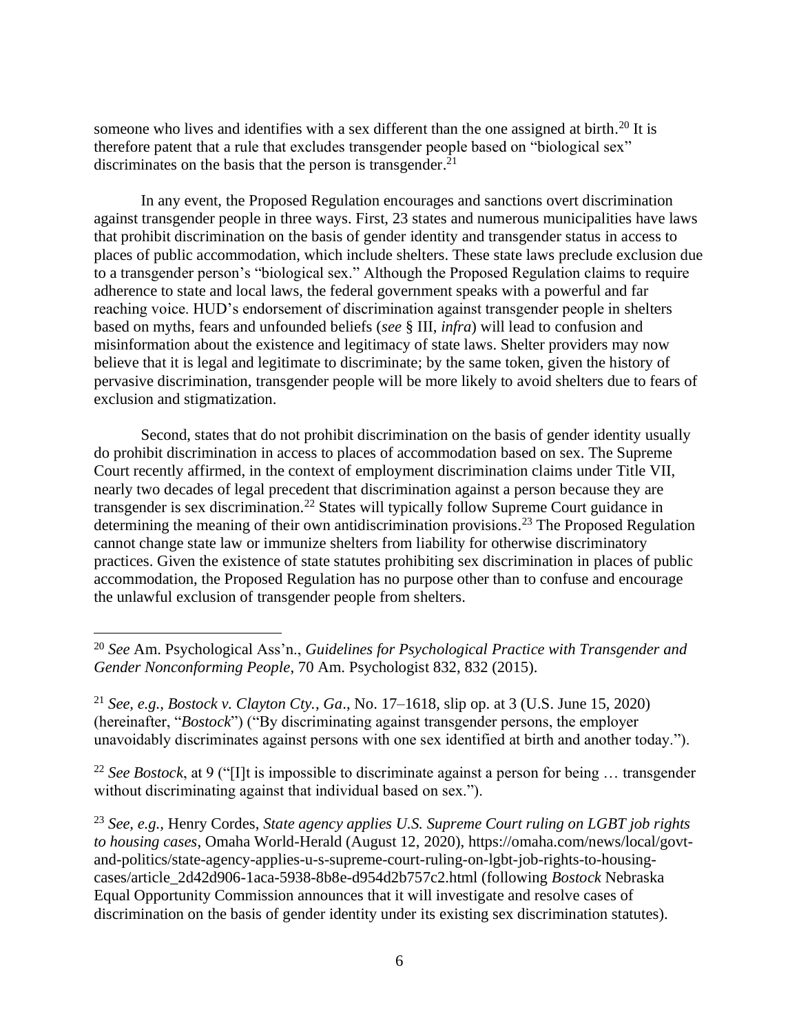someone who lives and identifies with a sex different than the one assigned at birth.[20] It is therefore patent that a rule that excludes transgender people based on "biological sex" discriminates on the basis that the person is transgender.[21]

In any event, the Proposed Regulation encourages and sanctions overt discrimination against transgender people in three ways. First, 23 states and numerous municipalities have laws that prohibit discrimination on the basis of gender identity and transgender status in access to places of public accommodation, which include shelters. These state laws preclude exclusion due to a transgender person's "biological sex." Although the Proposed Regulation claims to require adherence to state and local laws, the federal government speaks with a powerful and far reaching voice. HUD's endorsement of discrimination against transgender people in shelters based on myths, fears and unfounded beliefs (*see* § III, *infra*) will lead to confusion and misinformation about the existence and legitimacy of state laws. Shelter providers may now believe that it is legal and legitimate to discriminate; by the same token, given the history of pervasive discrimination, transgender people will be more likely to avoid shelters due to fears of exclusion and stigmatization.

Second, states that do not prohibit discrimination on the basis of gender identity usually do prohibit discrimination in access to places of accommodation based on sex. The Supreme Court recently affirmed, in the context of employment discrimination claims under Title VII, nearly two decades of legal precedent that discrimination against a person because they are transgender is sex discrimination.[22] States will typically follow Supreme Court guidance in determining the meaning of their own antidiscrimination provisions.[23] The Proposed Regulation cannot change state law or immunize shelters from liability for otherwise discriminatory practices. Given the existence of state statutes prohibiting sex discrimination in places of public accommodation, the Proposed Regulation has no purpose other than to confuse and encourage the unlawful exclusion of transgender people from shelters.

---

[20] *See* Am. Psychological Ass'n., *Guidelines for Psychological Practice with Transgender and Gender Nonconforming People*, 70 Am. Psychologist 832, 832 (2015).

[21] *See, e.g., Bostock v. Clayton Cty., Ga*., No. 17–1618, slip op. at 3 (U.S. June 15, 2020) (hereinafter, "*Bostock*") ("By discriminating against transgender persons, the employer unavoidably discriminates against persons with one sex identified at birth and another today.").

[22] *See Bostock*, at 9 ("[I]t is impossible to discriminate against a person for being … transgender without discriminating against that individual based on sex.").

[23] *See, e.g.,* Henry Cordes, *State agency applies U.S. Supreme Court ruling on LGBT job rights to housing cases*, Omaha World-Herald (August 12, 2020), https://omaha.com/news/local/govt-and-politics/state-agency-applies-u-s-supreme-court-ruling-on-lgbt-job-rights-to-housing-cases/article_2d42d906-1aca-5938-8b8e-d954d2b757c2.html (following *Bostock* Nebraska Equal Opportunity Commission announces that it will investigate and resolve cases of discrimination on the basis of gender identity under its existing sex discrimination statutes).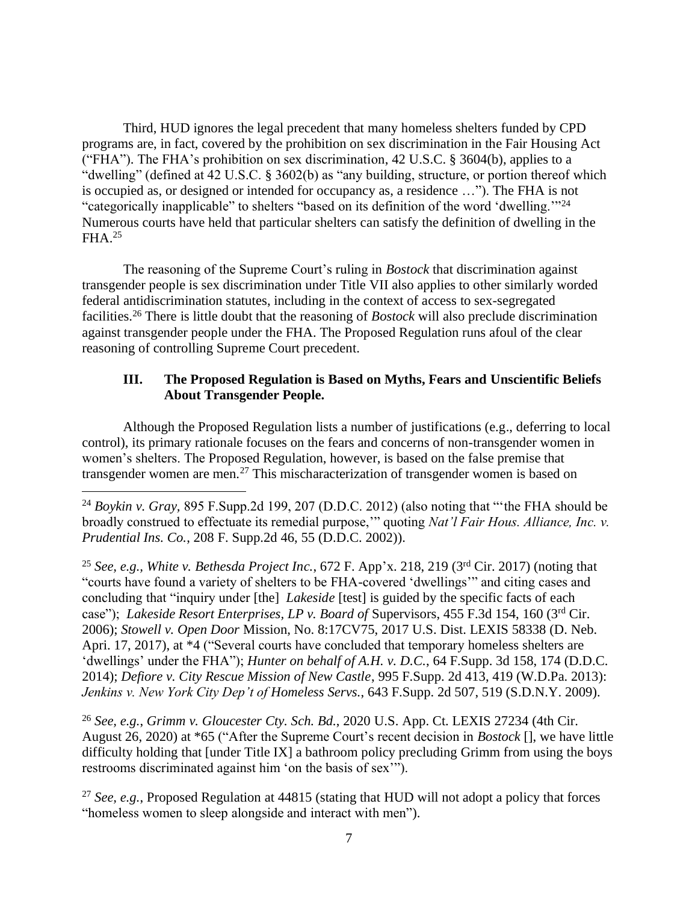Third, HUD ignores the legal precedent that many homeless shelters funded by CPD programs are, in fact, covered by the prohibition on sex discrimination in the Fair Housing Act ("FHA"). The FHA's prohibition on sex discrimination, 42 U.S.C. § 3604(b), applies to a "dwelling" (defined at 42 U.S.C. § 3602(b) as "any building, structure, or portion thereof which is occupied as, or designed or intended for occupancy as, a residence …"). The FHA is not "categorically inapplicable" to shelters "based on its definition of the word 'dwelling.'"[24] Numerous courts have held that particular shelters can satisfy the definition of dwelling in the FHA.[25]

The reasoning of the Supreme Court's ruling in *Bostock* that discrimination against transgender people is sex discrimination under Title VII also applies to other similarly worded federal antidiscrimination statutes, including in the context of access to sex-segregated facilities.[26] There is little doubt that the reasoning of *Bostock* will also preclude discrimination against transgender people under the FHA. The Proposed Regulation runs afoul of the clear reasoning of controlling Supreme Court precedent.

### III. The Proposed Regulation is Based on Myths, Fears and Unscientific Beliefs About Transgender People.

Although the Proposed Regulation lists a number of justifications (e.g., deferring to local control), its primary rationale focuses on the fears and concerns of non-transgender women in women's shelters. The Proposed Regulation, however, is based on the false premise that transgender women are men.[27] This mischaracterization of transgender women is based on

---

[24] *Boykin v. Gray,* 895 F.Supp.2d 199, 207 (D.D.C. 2012) (also noting that "'the FHA should be broadly construed to effectuate its remedial purpose,'" quoting *Nat'l Fair Hous. Alliance, Inc. v. Prudential Ins. Co.*, 208 F. Supp.2d 46, 55 (D.D.C. 2002)).

[25] *See, e.g., White v. Bethesda Project Inc.*, 672 F. App'x. 218, 219 (3rd Cir. 2017) (noting that "courts have found a variety of shelters to be FHA-covered 'dwellings'" and citing cases and concluding that "inquiry under [the] *Lakeside* [test] is guided by the specific facts of each case"); *Lakeside Resort Enterprises, LP v. Board of* Supervisors, 455 F.3d 154, 160 (3rd Cir. 2006); *Stowell v. Open Door* Mission, No. 8:17CV75, 2017 U.S. Dist. LEXIS 58338 (D. Neb. Apri. 17, 2017), at *4 ("Several courts have concluded that temporary homeless shelters are 'dwellings' under the FHA"); *Hunter on behalf of A.H. v. D.C.*, 64 F.Supp. 3d 158, 174 (D.D.C. 2014); *Defiore v. City Rescue Mission of New Castle*, 995 F.Supp. 2d 413, 419 (W.D.Pa. 2013): *Jenkins v. New York City Dep't of Homeless Servs.*, 643 F.Supp. 2d 507, 519 (S.D.N.Y. 2009).

[26] *See, e.g.*, *Grimm v. Gloucester Cty. Sch. Bd.*, 2020 U.S. App. Ct. LEXIS 27234 (4th Cir. August 26, 2020) at *65 ("After the Supreme Court's recent decision in *Bostock* [], we have little difficulty holding that [under Title IX] a bathroom policy precluding Grimm from using the boys restrooms discriminated against him 'on the basis of sex'").

[27] *See, e.g.*, Proposed Regulation at 44815 (stating that HUD will not adopt a policy that forces "homeless women to sleep alongside and interact with men").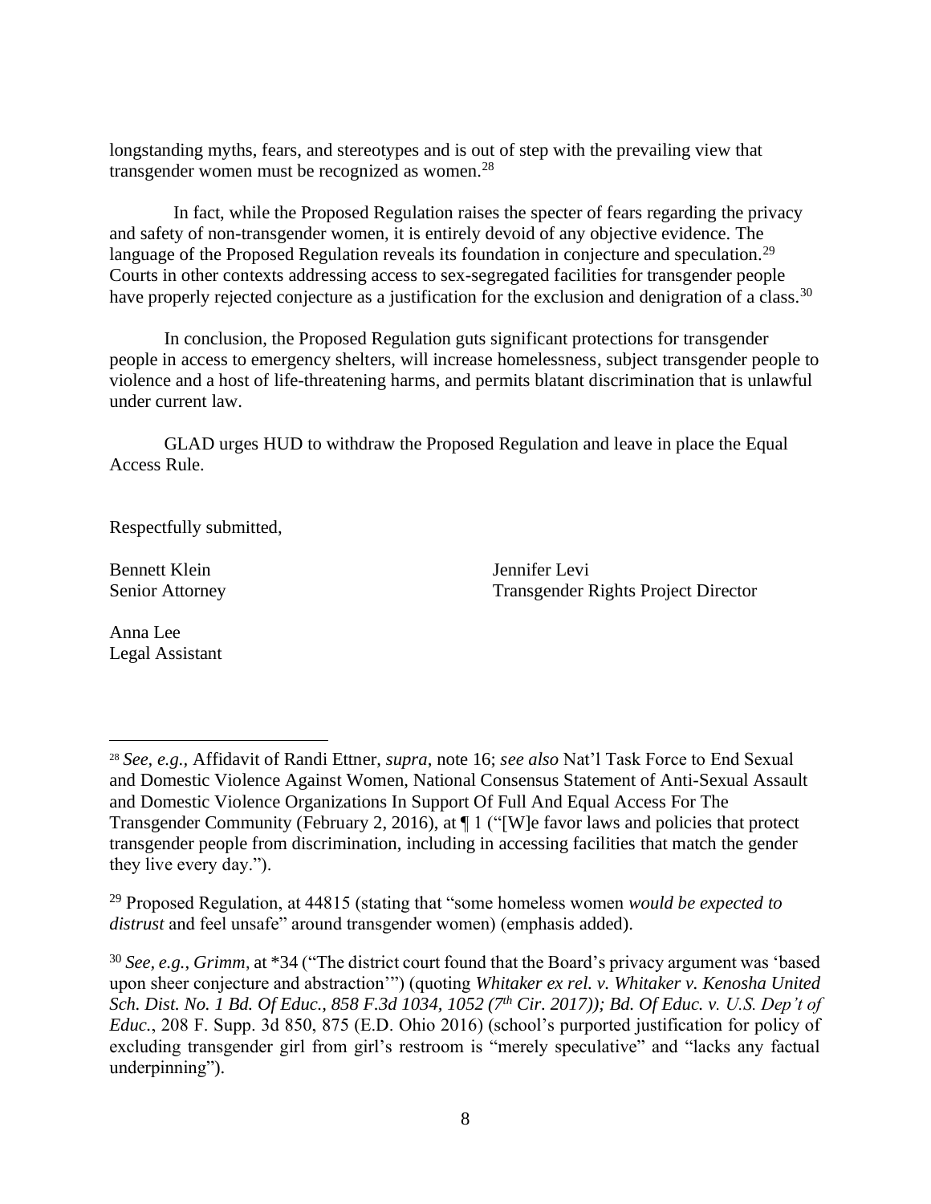longstanding myths, fears, and stereotypes and is out of step with the prevailing view that transgender women must be recognized as women.[28]

In fact, while the Proposed Regulation raises the specter of fears regarding the privacy and safety of non-transgender women, it is entirely devoid of any objective evidence. The language of the Proposed Regulation reveals its foundation in conjecture and speculation.[29] Courts in other contexts addressing access to sex-segregated facilities for transgender people have properly rejected conjecture as a justification for the exclusion and denigration of a class.[30]

In conclusion, the Proposed Regulation guts significant protections for transgender people in access to emergency shelters, will increase homelessness, subject transgender people to violence and a host of life-threatening harms, and permits blatant discrimination that is unlawful under current law.

GLAD urges HUD to withdraw the Proposed Regulation and leave in place the Equal Access Rule.

Respectfully submitted,

Bennett Klein
Senior Attorney

Jennifer Levi
Transgender Rights Project Director

Anna Lee
Legal Assistant

---

[28] *See, e.g.,* Affidavit of Randi Ettner, *supra*, note 16; *see also* Nat'l Task Force to End Sexual and Domestic Violence Against Women, National Consensus Statement of Anti-Sexual Assault and Domestic Violence Organizations In Support Of Full And Equal Access For The Transgender Community (February 2, 2016), at ¶ 1 ("[W]e favor laws and policies that protect transgender people from discrimination, including in accessing facilities that match the gender they live every day.").

[29] Proposed Regulation, at 44815 (stating that "some homeless women *would be expected to distrust* and feel unsafe" around transgender women) (emphasis added).

[30] *See, e.g.*, *Grimm*, at *34 ("The district court found that the Board's privacy argument was 'based upon sheer conjecture and abstraction'") (quoting *Whitaker ex rel. v. Whitaker v. Kenosha United Sch. Dist. No. 1 Bd. Of Educ., 858 F.3d 1034, 1052 (7th Cir. 2017)); Bd. Of Educ. v. U.S. Dep't of Educ.*, 208 F. Supp. 3d 850, 875 (E.D. Ohio 2016) (school's purported justification for policy of excluding transgender girl from girl's restroom is "merely speculative" and "lacks any factual underpinning").